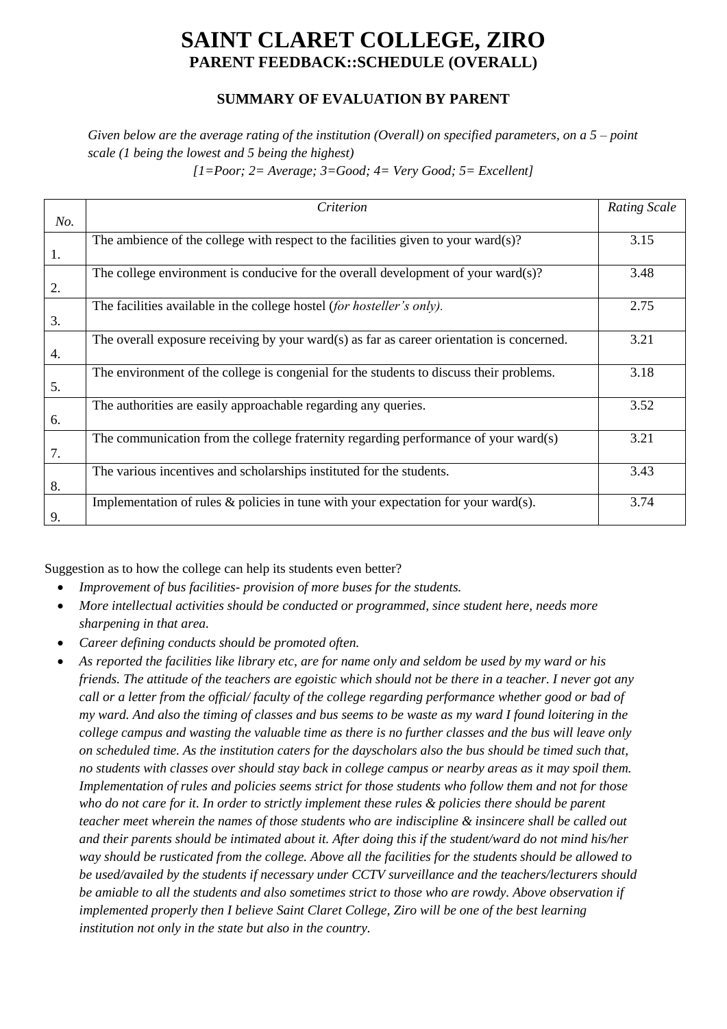# SAINT CLARET COLLEGE, ZIRO
## PARENT FEEDBACK::SCHEDULE (OVERALL)

### SUMMARY OF EVALUATION BY PARENT

*Given below are the average rating of the institution (Overall) on specified parameters, on a 5 – point scale (1 being the lowest and 5 being the highest)*
*[1=Poor; 2= Average; 3=Good; 4= Very Good; 5= Excellent]*

| *No.* | *Criterion* | *Rating Scale* |
|---|---|---|
| 1. | The ambience of the college with respect to the facilities given to your ward(s)? | 3.15 |
| 2. | The college environment is conducive for the overall development of your ward(s)? | 3.48 |
| 3. | The facilities available in the college hostel (*for hosteller's only).* | 2.75 |
| 4. | The overall exposure receiving by your ward(s) as far as career orientation is concerned. | 3.21 |
| 5. | The environment of the college is congenial for the students to discuss their problems. | 3.18 |
| 6. | The authorities are easily approachable regarding any queries. | 3.52 |
| 7. | The communication from the college fraternity regarding performance of your ward(s) | 3.21 |
| 8. | The various incentives and scholarships instituted for the students. | 3.43 |
| 9. | Implementation of rules & policies in tune with your expectation for your ward(s). | 3.74 |

Suggestion as to how the college can help its students even better?

- *Improvement of bus facilities- provision of more buses for the students.*
- *More intellectual activities should be conducted or programmed, since student here, needs more sharpening in that area.*
- *Career defining conducts should be promoted often.*
- *As reported the facilities like library etc, are for name only and seldom be used by my ward or his friends. The attitude of the teachers are egoistic which should not be there in a teacher. I never got any call or a letter from the official/ faculty of the college regarding performance whether good or bad of my ward. And also the timing of classes and bus seems to be waste as my ward I found loitering in the college campus and wasting the valuable time as there is no further classes and the bus will leave only on scheduled time. As the institution caters for the dayscholars also the bus should be timed such that, no students with classes over should stay back in college campus or nearby areas as it may spoil them. Implementation of rules and policies seems strict for those students who follow them and not for those who do not care for it. In order to strictly implement these rules & policies there should be parent teacher meet wherein the names of those students who are indiscipline & insincere shall be called out and their parents should be intimated about it. After doing this if the student/ward do not mind his/her way should be rusticated from the college. Above all the facilities for the students should be allowed to be used/availed by the students if necessary under CCTV surveillance and the teachers/lecturers should be amiable to all the students and also sometimes strict to those who are rowdy. Above observation if implemented properly then I believe Saint Claret College, Ziro will be one of the best learning institution not only in the state but also in the country.*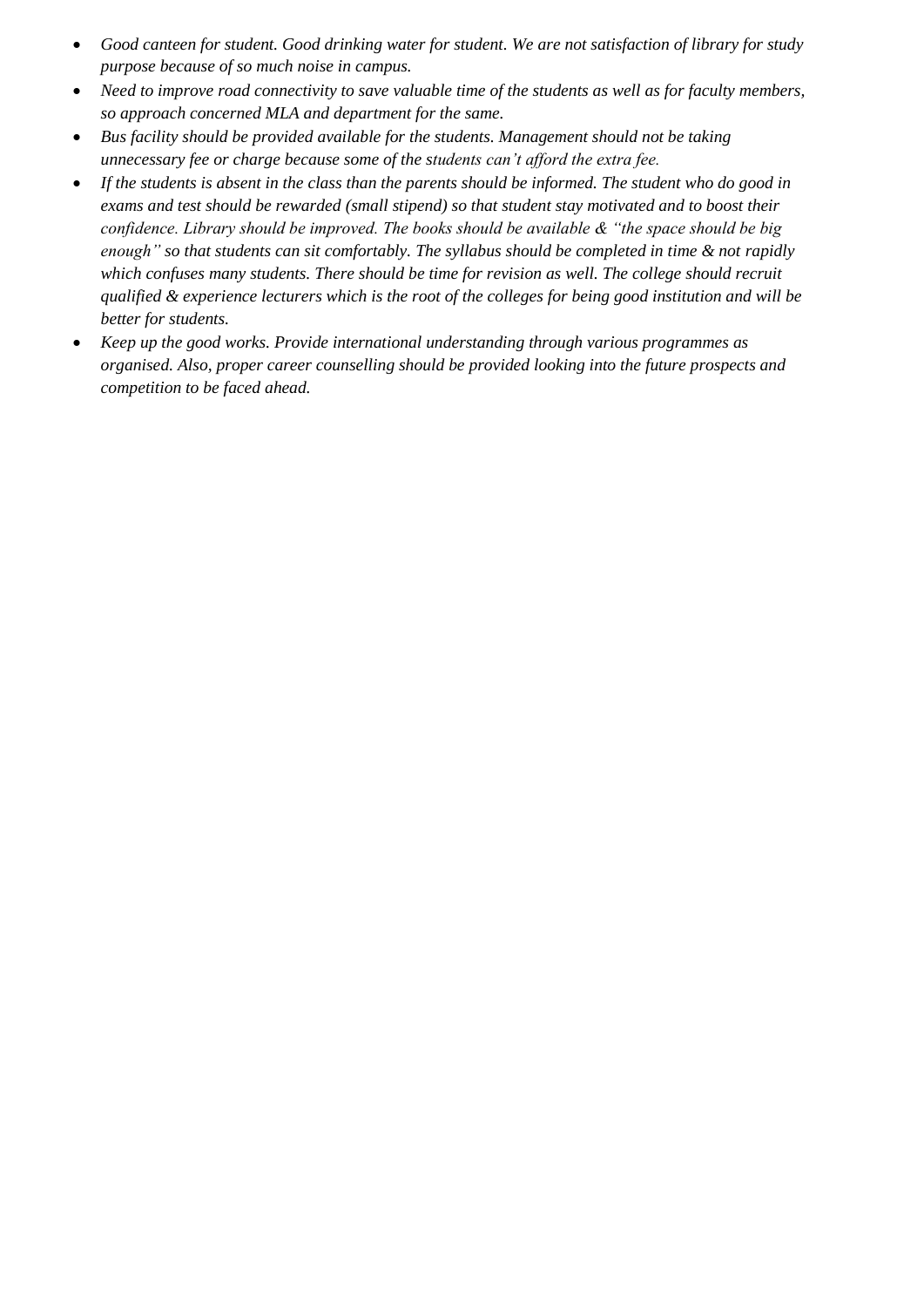- *Good canteen for student. Good drinking water for student. We are not satisfaction of library for study purpose because of so much noise in campus.*
- *Need to improve road connectivity to save valuable time of the students as well as for faculty members, so approach concerned MLA and department for the same.*
- *Bus facility should be provided available for the students. Management should not be taking unnecessary fee or charge because some of the students can't afford the extra fee.*
- *If the students is absent in the class than the parents should be informed. The student who do good in exams and test should be rewarded (small stipend) so that student stay motivated and to boost their confidence. Library should be improved. The books should be available & "the space should be big enough" so that students can sit comfortably. The syllabus should be completed in time & not rapidly which confuses many students. There should be time for revision as well. The college should recruit qualified & experience lecturers which is the root of the colleges for being good institution and will be better for students.*
- *Keep up the good works. Provide international understanding through various programmes as organised. Also, proper career counselling should be provided looking into the future prospects and competition to be faced ahead.*